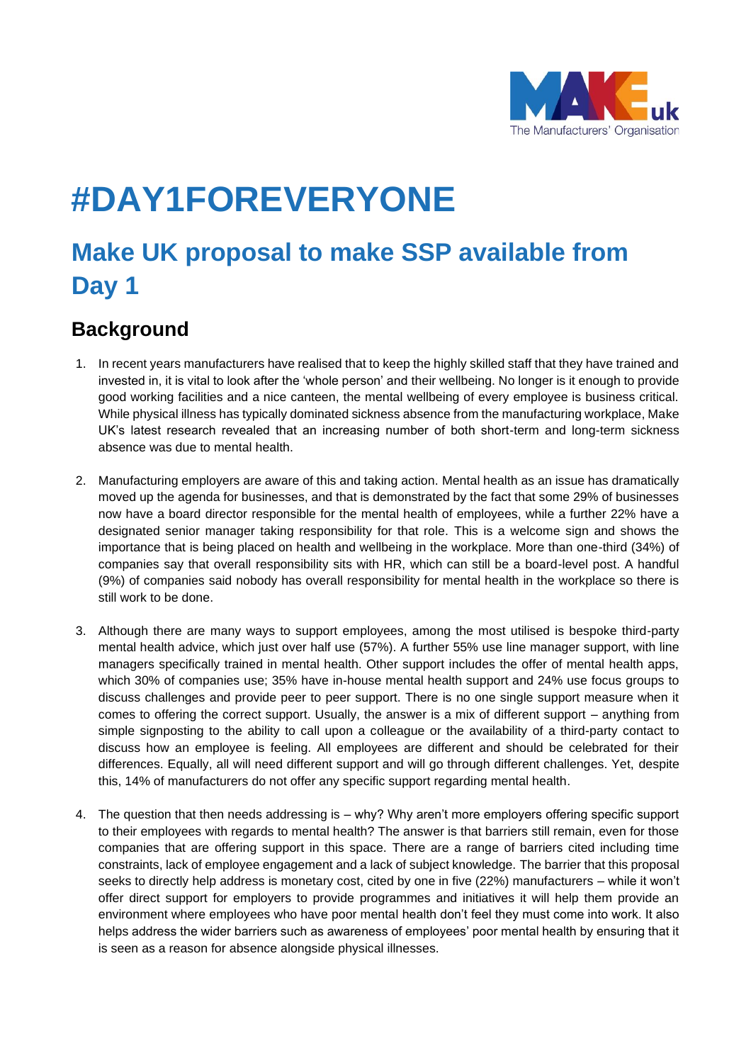# #DAY1FOREVERYONE

## Make UK proposal to make SSP available from Day 1

### Background

1. In recent years manufacturers have realised that to keep the highly skilled staff that they have trained and invested in, it is vital to look after the 'whole person' and their wellbeing. No longer is it enough to provide good working facilities and a nice canteen, the mental wellbeing of every employee is business critical. While physical illness has typically dominated sickness absence from the manufacturing workplace, Make UK's latest research revealed that an increasing number of both short-term and long-term sickness absence was due to mental health.

2. Manufacturing employers are aware of this and taking action. Mental health as an issue has dramatically moved up the agenda for businesses, and that is demonstrated by the fact that some 29% of businesses now have a board director responsible for the mental health of employees, while a further 22% have a designated senior manager taking responsibility for that role. This is a welcome sign and shows the importance that is being placed on health and wellbeing in the workplace. More than one-third (34%) of companies say that overall responsibility sits with HR, which can still be a board-level post. A handful (9%) of companies said nobody has overall responsibility for mental health in the workplace so there is still work to be done.

3. Although there are many ways to support employees, among the most utilised is bespoke third-party mental health advice, which just over half use (57%). A further 55% use line manager support, with line managers specifically trained in mental health. Other support includes the offer of mental health apps, which 30% of companies use; 35% have in-house mental health support and 24% use focus groups to discuss challenges and provide peer to peer support. There is no one single support measure when it comes to offering the correct support. Usually, the answer is a mix of different support – anything from simple signposting to the ability to call upon a colleague or the availability of a third-party contact to discuss how an employee is feeling. All employees are different and should be celebrated for their differences. Equally, all will need different support and will go through different challenges. Yet, despite this, 14% of manufacturers do not offer any specific support regarding mental health.

4. The question that then needs addressing is – why? Why aren't more employers offering specific support to their employees with regards to mental health? The answer is that barriers still remain, even for those companies that are offering support in this space. There are a range of barriers cited including time constraints, lack of employee engagement and a lack of subject knowledge. The barrier that this proposal seeks to directly help address is monetary cost, cited by one in five (22%) manufacturers – while it won't offer direct support for employers to provide programmes and initiatives it will help them provide an environment where employees who have poor mental health don't feel they must come into work. It also helps address the wider barriers such as awareness of employees' poor mental health by ensuring that it is seen as a reason for absence alongside physical illnesses.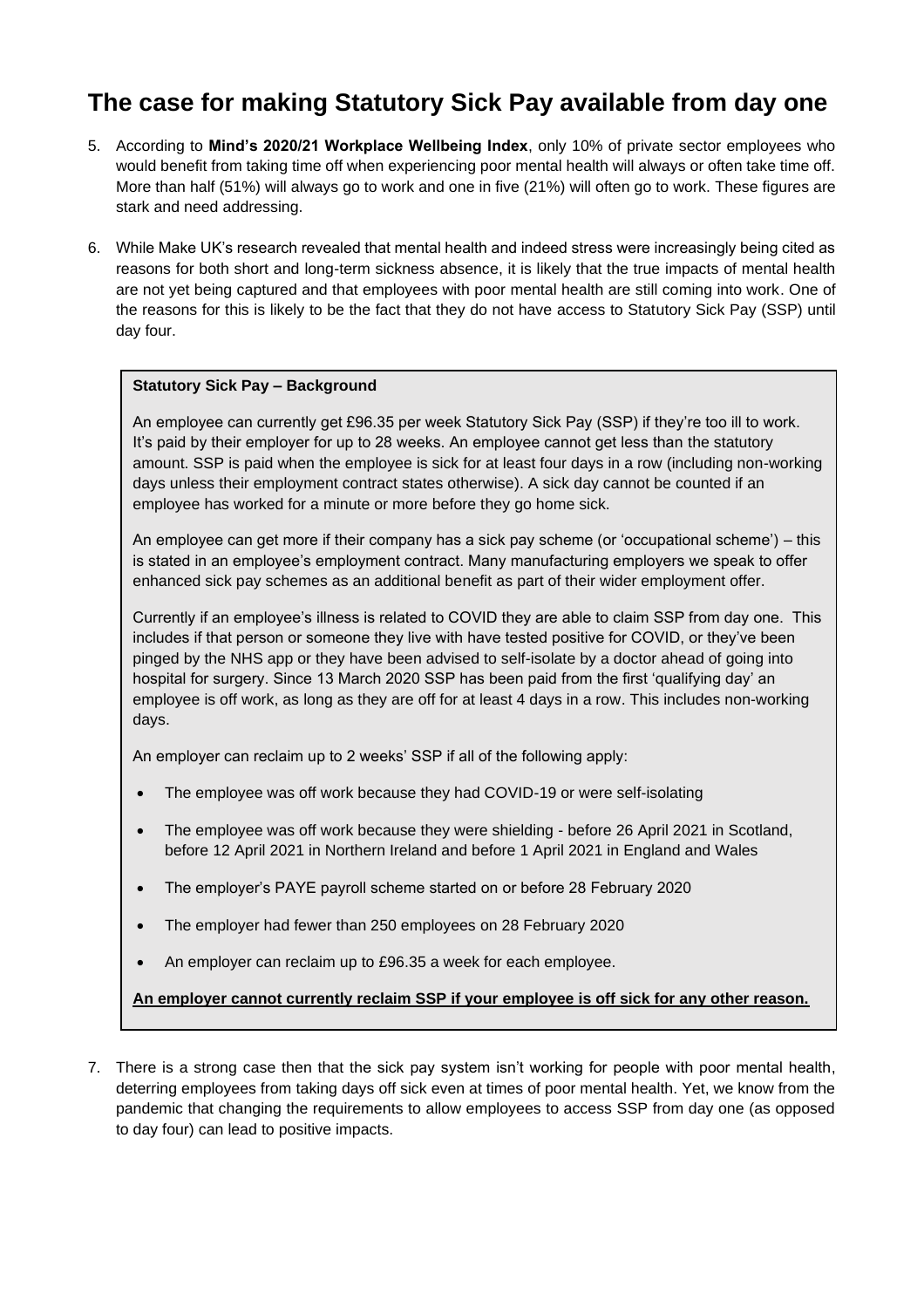# The case for making Statutory Sick Pay available from day one

5. According to **Mind's 2020/21 Workplace Wellbeing Index**, only 10% of private sector employees who would benefit from taking time off when experiencing poor mental health will always or often take time off. More than half (51%) will always go to work and one in five (21%) will often go to work. These figures are stark and need addressing.

6. While Make UK's research revealed that mental health and indeed stress were increasingly being cited as reasons for both short and long-term sickness absence, it is likely that the true impacts of mental health are not yet being captured and that employees with poor mental health are still coming into work. One of the reasons for this is likely to be the fact that they do not have access to Statutory Sick Pay (SSP) until day four.

**Statutory Sick Pay – Background**

An employee can currently get £96.35 per week Statutory Sick Pay (SSP) if they're too ill to work. It's paid by their employer for up to 28 weeks. An employee cannot get less than the statutory amount. SSP is paid when the employee is sick for at least four days in a row (including non-working days unless their employment contract states otherwise). A sick day cannot be counted if an employee has worked for a minute or more before they go home sick.

An employee can get more if their company has a sick pay scheme (or 'occupational scheme') – this is stated in an employee's employment contract. Many manufacturing employers we speak to offer enhanced sick pay schemes as an additional benefit as part of their wider employment offer.

Currently if an employee's illness is related to COVID they are able to claim SSP from day one. This includes if that person or someone they live with have tested positive for COVID, or they've been pinged by the NHS app or they have been advised to self-isolate by a doctor ahead of going into hospital for surgery. Since 13 March 2020 SSP has been paid from the first 'qualifying day' an employee is off work, as long as they are off for at least 4 days in a row. This includes non-working days.

An employer can reclaim up to 2 weeks' SSP if all of the following apply:

- The employee was off work because they had COVID-19 or were self-isolating
- The employee was off work because they were shielding - before 26 April 2021 in Scotland, before 12 April 2021 in Northern Ireland and before 1 April 2021 in England and Wales
- The employer's PAYE payroll scheme started on or before 28 February 2020
- The employer had fewer than 250 employees on 28 February 2020
- An employer can reclaim up to £96.35 a week for each employee.

**An employer cannot currently reclaim SSP if your employee is off sick for any other reason.**

7. There is a strong case then that the sick pay system isn't working for people with poor mental health, deterring employees from taking days off sick even at times of poor mental health. Yet, we know from the pandemic that changing the requirements to allow employees to access SSP from day one (as opposed to day four) can lead to positive impacts.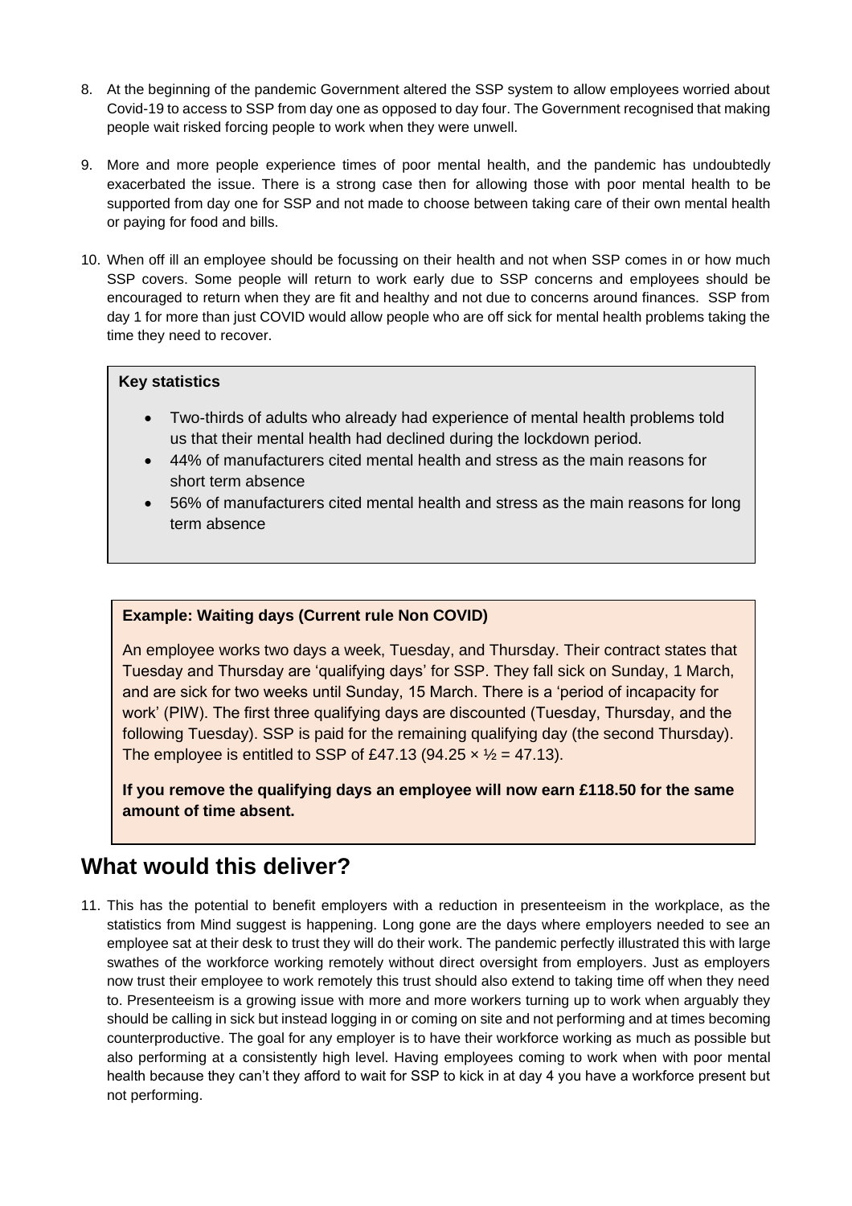8. At the beginning of the pandemic Government altered the SSP system to allow employees worried about Covid-19 to access to SSP from day one as opposed to day four. The Government recognised that making people wait risked forcing people to work when they were unwell.

9. More and more people experience times of poor mental health, and the pandemic has undoubtedly exacerbated the issue. There is a strong case then for allowing those with poor mental health to be supported from day one for SSP and not made to choose between taking care of their own mental health or paying for food and bills.

10. When off ill an employee should be focussing on their health and not when SSP comes in or how much SSP covers. Some people will return to work early due to SSP concerns and employees should be encouraged to return when they are fit and healthy and not due to concerns around finances. SSP from day 1 for more than just COVID would allow people who are off sick for mental health problems taking the time they need to recover.

**Key statistics**

- Two-thirds of adults who already had experience of mental health problems told us that their mental health had declined during the lockdown period.
- 44% of manufacturers cited mental health and stress as the main reasons for short term absence
- 56% of manufacturers cited mental health and stress as the main reasons for long term absence

**Example: Waiting days (Current rule Non COVID)**

An employee works two days a week, Tuesday, and Thursday. Their contract states that Tuesday and Thursday are 'qualifying days' for SSP. They fall sick on Sunday, 1 March, and are sick for two weeks until Sunday, 15 March. There is a 'period of incapacity for work' (PIW). The first three qualifying days are discounted (Tuesday, Thursday, and the following Tuesday). SSP is paid for the remaining qualifying day (the second Thursday). The employee is entitled to SSP of £47.13 ($94.25 \times ½ = 47.13$).

**If you remove the qualifying days an employee will now earn £118.50 for the same amount of time absent.**

## What would this deliver?

11. This has the potential to benefit employers with a reduction in presenteeism in the workplace, as the statistics from Mind suggest is happening. Long gone are the days where employers needed to see an employee sat at their desk to trust they will do their work. The pandemic perfectly illustrated this with large swathes of the workforce working remotely without direct oversight from employers. Just as employers now trust their employee to work remotely this trust should also extend to taking time off when they need to. Presenteeism is a growing issue with more and more workers turning up to work when arguably they should be calling in sick but instead logging in or coming on site and not performing and at times becoming counterproductive. The goal for any employer is to have their workforce working as much as possible but also performing at a consistently high level. Having employees coming to work when with poor mental health because they can't they afford to wait for SSP to kick in at day 4 you have a workforce present but not performing.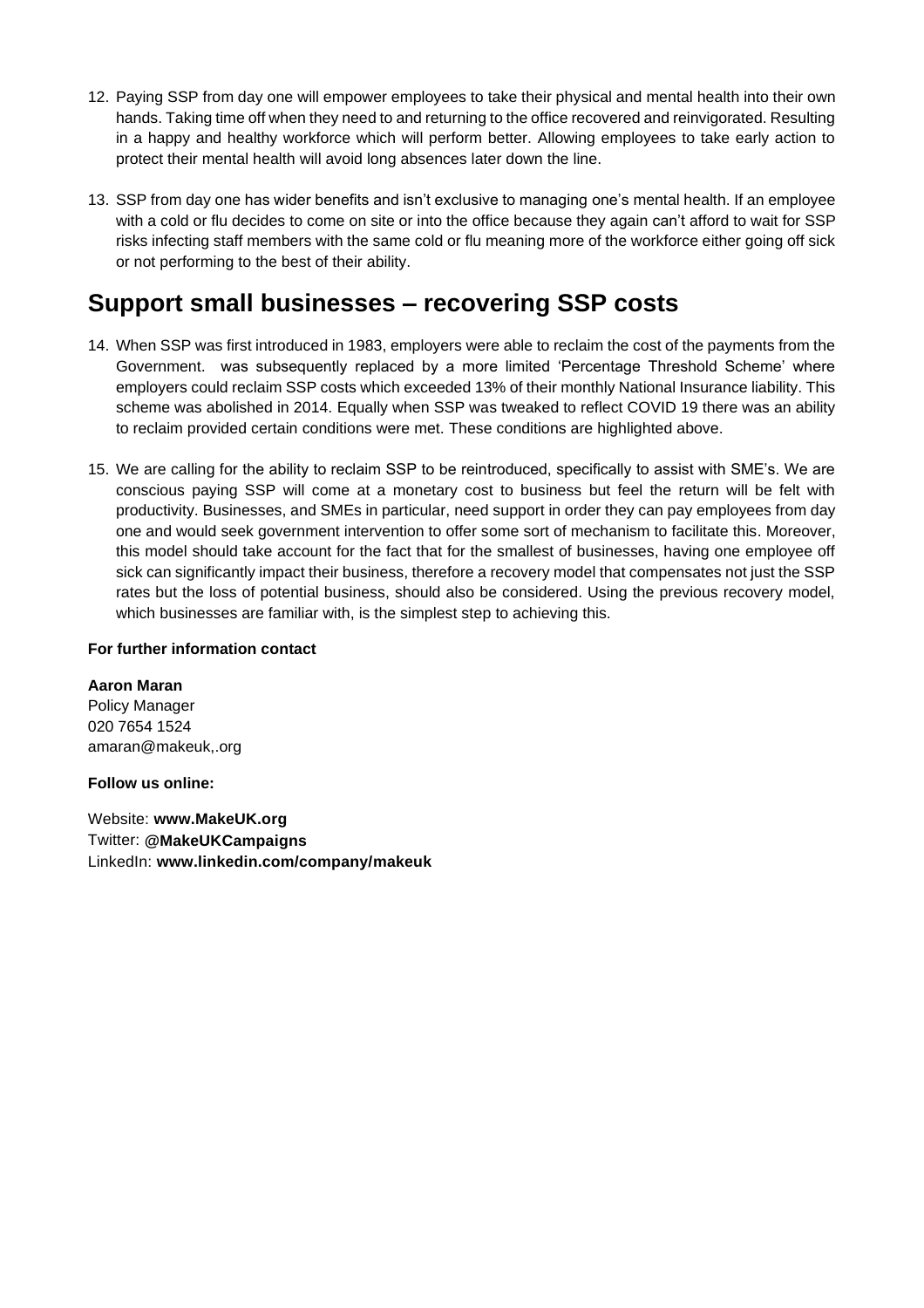12. Paying SSP from day one will empower employees to take their physical and mental health into their own hands. Taking time off when they need to and returning to the office recovered and reinvigorated. Resulting in a happy and healthy workforce which will perform better. Allowing employees to take early action to protect their mental health will avoid long absences later down the line.

13. SSP from day one has wider benefits and isn't exclusive to managing one's mental health. If an employee with a cold or flu decides to come on site or into the office because they again can't afford to wait for SSP risks infecting staff members with the same cold or flu meaning more of the workforce either going off sick or not performing to the best of their ability.

## Support small businesses – recovering SSP costs

14. When SSP was first introduced in 1983, employers were able to reclaim the cost of the payments from the Government. was subsequently replaced by a more limited 'Percentage Threshold Scheme' where employers could reclaim SSP costs which exceeded 13% of their monthly National Insurance liability. This scheme was abolished in 2014. Equally when SSP was tweaked to reflect COVID 19 there was an ability to reclaim provided certain conditions were met. These conditions are highlighted above.

15. We are calling for the ability to reclaim SSP to be reintroduced, specifically to assist with SME's. We are conscious paying SSP will come at a monetary cost to business but feel the return will be felt with productivity. Businesses, and SMEs in particular, need support in order they can pay employees from day one and would seek government intervention to offer some sort of mechanism to facilitate this. Moreover, this model should take account for the fact that for the smallest of businesses, having one employee off sick can significantly impact their business, therefore a recovery model that compensates not just the SSP rates but the loss of potential business, should also be considered. Using the previous recovery model, which businesses are familiar with, is the simplest step to achieving this.

**For further information contact**

**Aaron Maran**
Policy Manager
020 7654 1524
amaran@makeuk,.org

**Follow us online:**

Website: **www.MakeUK.org**
Twitter: **@MakeUKCampaigns**
LinkedIn: **www.linkedin.com/company/makeuk**